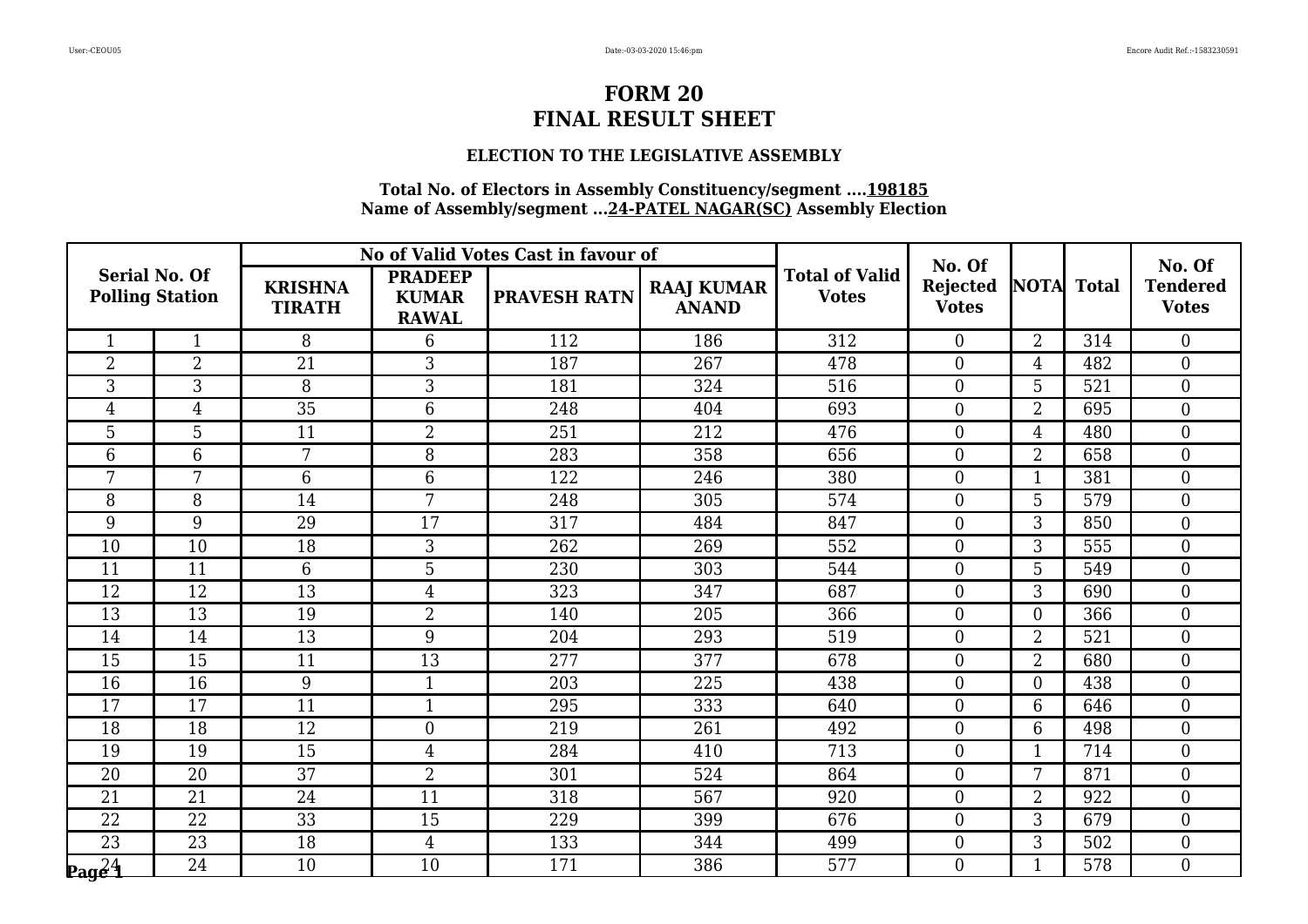# FORM 20
# FINAL RESULT SHEET

### ELECTION TO THE LEGISLATIVE ASSEMBLY

**Total No. of Electors in Assembly Constituency/segment ....198185**
**Name of Assembly/segment ...24-PATEL NAGAR(SC) Assembly Election**

| Serial No. Of Polling Station | | No of Valid Votes Cast in favour of | | | | Total of Valid Votes | No. Of Rejected Votes | NOTA | Total | No. Of Tendered Votes |
|---|---|---|---|---|---|---|---|---|---|---|
| | | KRISHNA TIRATH | PRADEEP KUMAR RAWAL | PRAVESH RATN | RAAJ KUMAR ANAND | | | | | |
| 1 | 1 | 8 | 6 | 112 | 186 | 312 | 0 | 2 | 314 | 0 |
| 2 | 2 | 21 | 3 | 187 | 267 | 478 | 0 | 4 | 482 | 0 |
| 3 | 3 | 8 | 3 | 181 | 324 | 516 | 0 | 5 | 521 | 0 |
| 4 | 4 | 35 | 6 | 248 | 404 | 693 | 0 | 2 | 695 | 0 |
| 5 | 5 | 11 | 2 | 251 | 212 | 476 | 0 | 4 | 480 | 0 |
| 6 | 6 | 7 | 8 | 283 | 358 | 656 | 0 | 2 | 658 | 0 |
| 7 | 7 | 6 | 6 | 122 | 246 | 380 | 0 | 1 | 381 | 0 |
| 8 | 8 | 14 | 7 | 248 | 305 | 574 | 0 | 5 | 579 | 0 |
| 9 | 9 | 29 | 17 | 317 | 484 | 847 | 0 | 3 | 850 | 0 |
| 10 | 10 | 18 | 3 | 262 | 269 | 552 | 0 | 3 | 555 | 0 |
| 11 | 11 | 6 | 5 | 230 | 303 | 544 | 0 | 5 | 549 | 0 |
| 12 | 12 | 13 | 4 | 323 | 347 | 687 | 0 | 3 | 690 | 0 |
| 13 | 13 | 19 | 2 | 140 | 205 | 366 | 0 | 0 | 366 | 0 |
| 14 | 14 | 13 | 9 | 204 | 293 | 519 | 0 | 2 | 521 | 0 |
| 15 | 15 | 11 | 13 | 277 | 377 | 678 | 0 | 2 | 680 | 0 |
| 16 | 16 | 9 | 1 | 203 | 225 | 438 | 0 | 0 | 438 | 0 |
| 17 | 17 | 11 | 1 | 295 | 333 | 640 | 0 | 6 | 646 | 0 |
| 18 | 18 | 12 | 0 | 219 | 261 | 492 | 0 | 6 | 498 | 0 |
| 19 | 19 | 15 | 4 | 284 | 410 | 713 | 0 | 1 | 714 | 0 |
| 20 | 20 | 37 | 2 | 301 | 524 | 864 | 0 | 7 | 871 | 0 |
| 21 | 21 | 24 | 11 | 318 | 567 | 920 | 0 | 2 | 922 | 0 |
| 22 | 22 | 33 | 15 | 229 | 399 | 676 | 0 | 3 | 679 | 0 |
| 23 | 23 | 18 | 4 | 133 | 344 | 499 | 0 | 3 | 502 | 0 |
| 24 | 24 | 10 | 10 | 171 | 386 | 577 | 0 | 1 | 578 | 0 |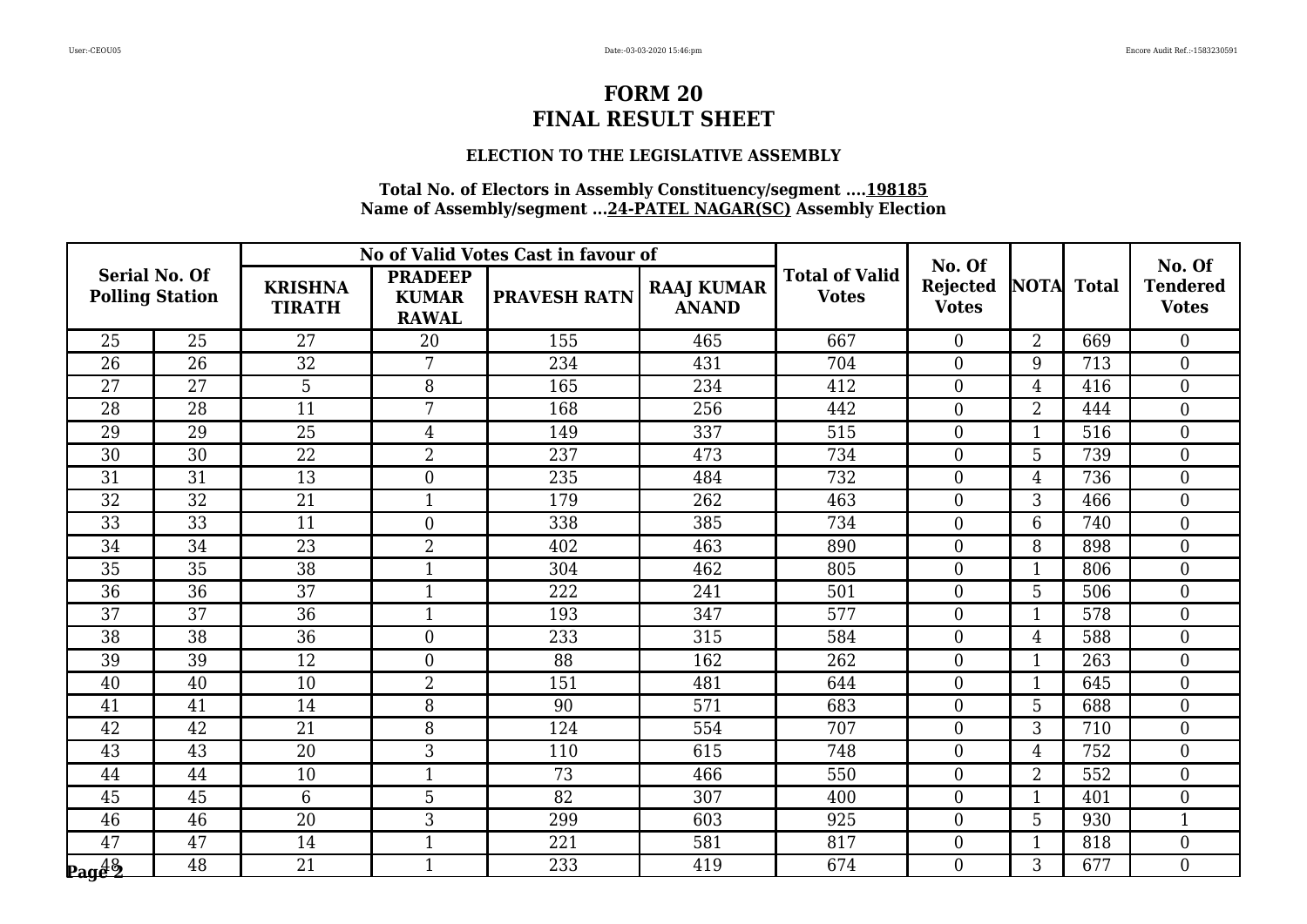# FORM 20
# FINAL RESULT SHEET

### ELECTION TO THE LEGISLATIVE ASSEMBLY

**Total No. of Electors in Assembly Constituency/segment ....198185**
**Name of Assembly/segment ...24-PATEL NAGAR(SC) Assembly Election**

| Serial No. Of Polling Station | | No of Valid Votes Cast in favour of | | | | Total of Valid Votes | No. Of Rejected Votes | NOTA | Total | No. Of Tendered Votes |
|---|---|---|---|---|---|---|---|---|---|---|
| | | KRISHNA TIRATH | PRADEEP KUMAR RAWAL | PRAVESH RATN | RAAJ KUMAR ANAND | | | | | |
| 25 | 25 | 27 | 20 | 155 | 465 | 667 | 0 | 2 | 669 | 0 |
| 26 | 26 | 32 | 7 | 234 | 431 | 704 | 0 | 9 | 713 | 0 |
| 27 | 27 | 5 | 8 | 165 | 234 | 412 | 0 | 4 | 416 | 0 |
| 28 | 28 | 11 | 7 | 168 | 256 | 442 | 0 | 2 | 444 | 0 |
| 29 | 29 | 25 | 4 | 149 | 337 | 515 | 0 | 1 | 516 | 0 |
| 30 | 30 | 22 | 2 | 237 | 473 | 734 | 0 | 5 | 739 | 0 |
| 31 | 31 | 13 | 0 | 235 | 484 | 732 | 0 | 4 | 736 | 0 |
| 32 | 32 | 21 | 1 | 179 | 262 | 463 | 0 | 3 | 466 | 0 |
| 33 | 33 | 11 | 0 | 338 | 385 | 734 | 0 | 6 | 740 | 0 |
| 34 | 34 | 23 | 2 | 402 | 463 | 890 | 0 | 8 | 898 | 0 |
| 35 | 35 | 38 | 1 | 304 | 462 | 805 | 0 | 1 | 806 | 0 |
| 36 | 36 | 37 | 1 | 222 | 241 | 501 | 0 | 5 | 506 | 0 |
| 37 | 37 | 36 | 1 | 193 | 347 | 577 | 0 | 1 | 578 | 0 |
| 38 | 38 | 36 | 0 | 233 | 315 | 584 | 0 | 4 | 588 | 0 |
| 39 | 39 | 12 | 0 | 88 | 162 | 262 | 0 | 1 | 263 | 0 |
| 40 | 40 | 10 | 2 | 151 | 481 | 644 | 0 | 1 | 645 | 0 |
| 41 | 41 | 14 | 8 | 90 | 571 | 683 | 0 | 5 | 688 | 0 |
| 42 | 42 | 21 | 8 | 124 | 554 | 707 | 0 | 3 | 710 | 0 |
| 43 | 43 | 20 | 3 | 110 | 615 | 748 | 0 | 4 | 752 | 0 |
| 44 | 44 | 10 | 1 | 73 | 466 | 550 | 0 | 2 | 552 | 0 |
| 45 | 45 | 6 | 5 | 82 | 307 | 400 | 0 | 1 | 401 | 0 |
| 46 | 46 | 20 | 3 | 299 | 603 | 925 | 0 | 5 | 930 | 1 |
| 47 | 47 | 14 | 1 | 221 | 581 | 817 | 0 | 1 | 818 | 0 |
| 48 | 48 | 21 | 1 | 233 | 419 | 674 | 0 | 3 | 677 | 0 |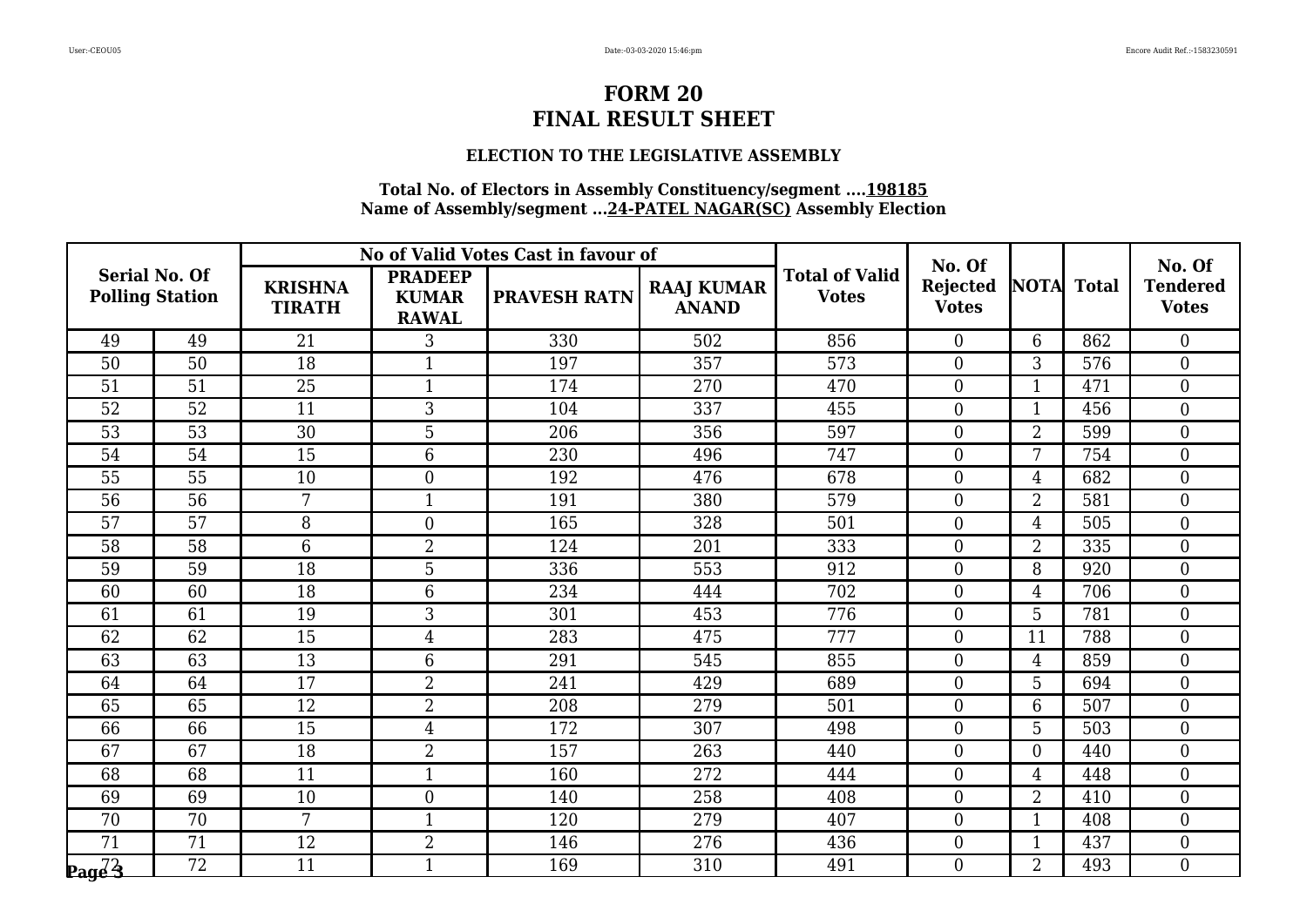# FORM 20
# FINAL RESULT SHEET

### ELECTION TO THE LEGISLATIVE ASSEMBLY

**Total No. of Electors in Assembly Constituency/segment ....198185**
**Name of Assembly/segment ...24-PATEL NAGAR(SC) Assembly Election**

| Serial No. Of Polling Station | | No of Valid Votes Cast in favour of | | | | Total of Valid Votes | No. Of Rejected Votes | NOTA | Total | No. Of Tendered Votes |
|---|---|---|---|---|---|---|---|---|---|---|
| | | KRISHNA TIRATH | PRADEEP KUMAR RAWAL | PRAVESH RATN | RAAJ KUMAR ANAND | | | | | |
| 49 | 49 | 21 | 3 | 330 | 502 | 856 | 0 | 6 | 862 | 0 |
| 50 | 50 | 18 | 1 | 197 | 357 | 573 | 0 | 3 | 576 | 0 |
| 51 | 51 | 25 | 1 | 174 | 270 | 470 | 0 | 1 | 471 | 0 |
| 52 | 52 | 11 | 3 | 104 | 337 | 455 | 0 | 1 | 456 | 0 |
| 53 | 53 | 30 | 5 | 206 | 356 | 597 | 0 | 2 | 599 | 0 |
| 54 | 54 | 15 | 6 | 230 | 496 | 747 | 0 | 7 | 754 | 0 |
| 55 | 55 | 10 | 0 | 192 | 476 | 678 | 0 | 4 | 682 | 0 |
| 56 | 56 | 7 | 1 | 191 | 380 | 579 | 0 | 2 | 581 | 0 |
| 57 | 57 | 8 | 0 | 165 | 328 | 501 | 0 | 4 | 505 | 0 |
| 58 | 58 | 6 | 2 | 124 | 201 | 333 | 0 | 2 | 335 | 0 |
| 59 | 59 | 18 | 5 | 336 | 553 | 912 | 0 | 8 | 920 | 0 |
| 60 | 60 | 18 | 6 | 234 | 444 | 702 | 0 | 4 | 706 | 0 |
| 61 | 61 | 19 | 3 | 301 | 453 | 776 | 0 | 5 | 781 | 0 |
| 62 | 62 | 15 | 4 | 283 | 475 | 777 | 0 | 11 | 788 | 0 |
| 63 | 63 | 13 | 6 | 291 | 545 | 855 | 0 | 4 | 859 | 0 |
| 64 | 64 | 17 | 2 | 241 | 429 | 689 | 0 | 5 | 694 | 0 |
| 65 | 65 | 12 | 2 | 208 | 279 | 501 | 0 | 6 | 507 | 0 |
| 66 | 66 | 15 | 4 | 172 | 307 | 498 | 0 | 5 | 503 | 0 |
| 67 | 67 | 18 | 2 | 157 | 263 | 440 | 0 | 0 | 440 | 0 |
| 68 | 68 | 11 | 1 | 160 | 272 | 444 | 0 | 4 | 448 | 0 |
| 69 | 69 | 10 | 0 | 140 | 258 | 408 | 0 | 2 | 410 | 0 |
| 70 | 70 | 7 | 1 | 120 | 279 | 407 | 0 | 1 | 408 | 0 |
| 71 | 71 | 12 | 2 | 146 | 276 | 436 | 0 | 1 | 437 | 0 |
| 72 | 72 | 11 | 1 | 169 | 310 | 491 | 0 | 2 | 493 | 0 |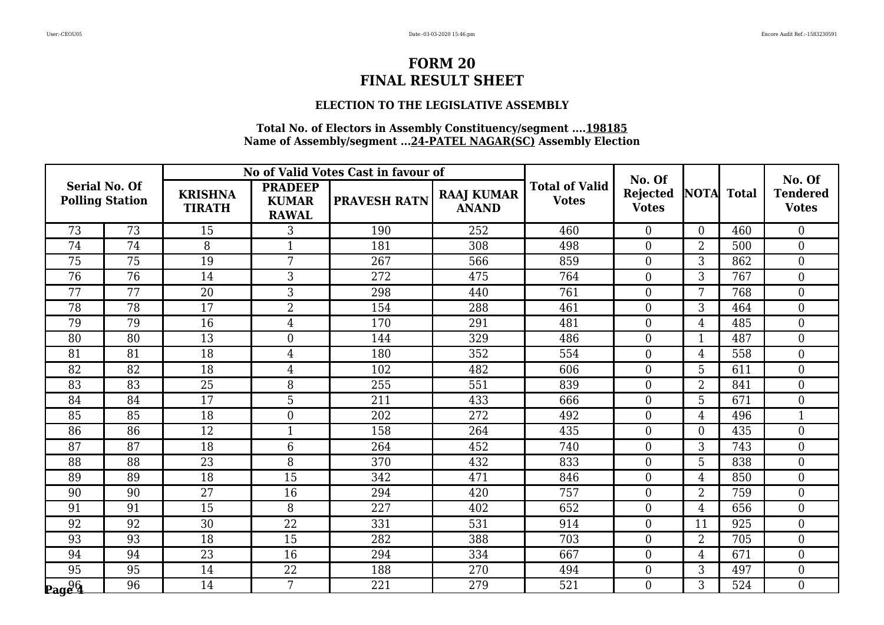# FORM 20
# FINAL RESULT SHEET

### ELECTION TO THE LEGISLATIVE ASSEMBLY

**Total No. of Electors in Assembly Constituency/segment ....198185**
**Name of Assembly/segment ...24-PATEL NAGAR(SC) Assembly Election**

| Serial No. Of Polling Station | | No of Valid Votes Cast in favour of | | | | Total of Valid Votes | No. Of Rejected Votes | NOTA | Total | No. Of Tendered Votes |
|---|---|---|---|---|---|---|---|---|---|---|
| | | KRISHNA TIRATH | PRADEEP KUMAR RAWAL | PRAVESH RATN | RAAJ KUMAR ANAND | | | | | |
| 73 | 73 | 15 | 3 | 190 | 252 | 460 | 0 | 0 | 460 | 0 |
| 74 | 74 | 8 | 1 | 181 | 308 | 498 | 0 | 2 | 500 | 0 |
| 75 | 75 | 19 | 7 | 267 | 566 | 859 | 0 | 3 | 862 | 0 |
| 76 | 76 | 14 | 3 | 272 | 475 | 764 | 0 | 3 | 767 | 0 |
| 77 | 77 | 20 | 3 | 298 | 440 | 761 | 0 | 7 | 768 | 0 |
| 78 | 78 | 17 | 2 | 154 | 288 | 461 | 0 | 3 | 464 | 0 |
| 79 | 79 | 16 | 4 | 170 | 291 | 481 | 0 | 4 | 485 | 0 |
| 80 | 80 | 13 | 0 | 144 | 329 | 486 | 0 | 1 | 487 | 0 |
| 81 | 81 | 18 | 4 | 180 | 352 | 554 | 0 | 4 | 558 | 0 |
| 82 | 82 | 18 | 4 | 102 | 482 | 606 | 0 | 5 | 611 | 0 |
| 83 | 83 | 25 | 8 | 255 | 551 | 839 | 0 | 2 | 841 | 0 |
| 84 | 84 | 17 | 5 | 211 | 433 | 666 | 0 | 5 | 671 | 0 |
| 85 | 85 | 18 | 0 | 202 | 272 | 492 | 0 | 4 | 496 | 1 |
| 86 | 86 | 12 | 1 | 158 | 264 | 435 | 0 | 0 | 435 | 0 |
| 87 | 87 | 18 | 6 | 264 | 452 | 740 | 0 | 3 | 743 | 0 |
| 88 | 88 | 23 | 8 | 370 | 432 | 833 | 0 | 5 | 838 | 0 |
| 89 | 89 | 18 | 15 | 342 | 471 | 846 | 0 | 4 | 850 | 0 |
| 90 | 90 | 27 | 16 | 294 | 420 | 757 | 0 | 2 | 759 | 0 |
| 91 | 91 | 15 | 8 | 227 | 402 | 652 | 0 | 4 | 656 | 0 |
| 92 | 92 | 30 | 22 | 331 | 531 | 914 | 0 | 11 | 925 | 0 |
| 93 | 93 | 18 | 15 | 282 | 388 | 703 | 0 | 2 | 705 | 0 |
| 94 | 94 | 23 | 16 | 294 | 334 | 667 | 0 | 4 | 671 | 0 |
| 95 | 95 | 14 | 22 | 188 | 270 | 494 | 0 | 3 | 497 | 0 |
| 96 | 96 | 14 | 7 | 221 | 279 | 521 | 0 | 3 | 524 | 0 |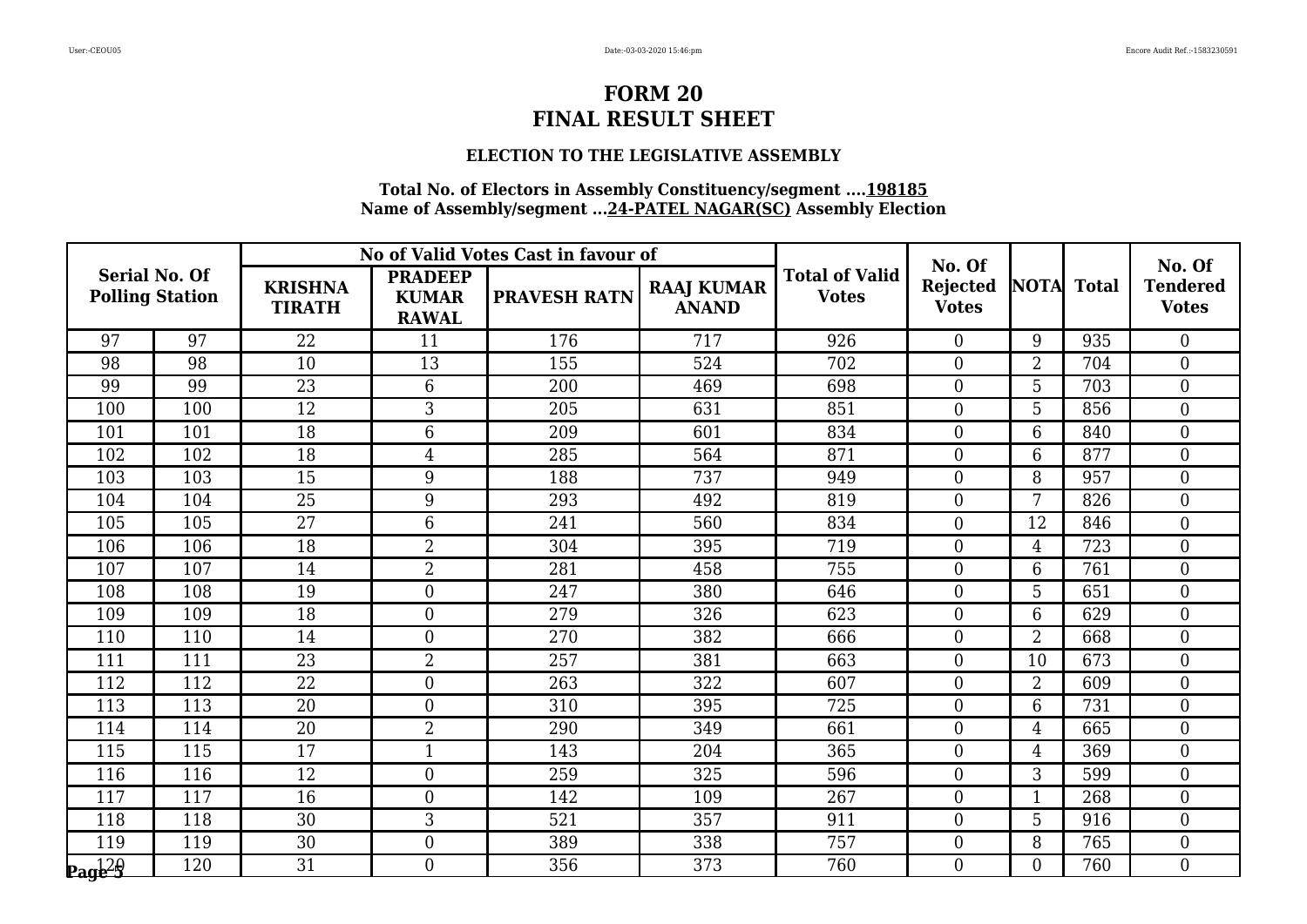# FORM 20
# FINAL RESULT SHEET

### ELECTION TO THE LEGISLATIVE ASSEMBLY

**Total No. of Electors in Assembly Constituency/segment ....198185**
**Name of Assembly/segment ...24-PATEL NAGAR(SC) Assembly Election**

| Serial No. Of Polling Station | | No of Valid Votes Cast in favour of | | | | Total of Valid Votes | No. Of Rejected Votes | NOTA | Total | No. Of Tendered Votes |
|---|---|---|---|---|---|---|---|---|---|---|
| | | KRISHNA TIRATH | PRADEEP KUMAR RAWAL | PRAVESH RATN | RAAJ KUMAR ANAND | | | | | |
| 97 | 97 | 22 | 11 | 176 | 717 | 926 | 0 | 9 | 935 | 0 |
| 98 | 98 | 10 | 13 | 155 | 524 | 702 | 0 | 2 | 704 | 0 |
| 99 | 99 | 23 | 6 | 200 | 469 | 698 | 0 | 5 | 703 | 0 |
| 100 | 100 | 12 | 3 | 205 | 631 | 851 | 0 | 5 | 856 | 0 |
| 101 | 101 | 18 | 6 | 209 | 601 | 834 | 0 | 6 | 840 | 0 |
| 102 | 102 | 18 | 4 | 285 | 564 | 871 | 0 | 6 | 877 | 0 |
| 103 | 103 | 15 | 9 | 188 | 737 | 949 | 0 | 8 | 957 | 0 |
| 104 | 104 | 25 | 9 | 293 | 492 | 819 | 0 | 7 | 826 | 0 |
| 105 | 105 | 27 | 6 | 241 | 560 | 834 | 0 | 12 | 846 | 0 |
| 106 | 106 | 18 | 2 | 304 | 395 | 719 | 0 | 4 | 723 | 0 |
| 107 | 107 | 14 | 2 | 281 | 458 | 755 | 0 | 6 | 761 | 0 |
| 108 | 108 | 19 | 0 | 247 | 380 | 646 | 0 | 5 | 651 | 0 |
| 109 | 109 | 18 | 0 | 279 | 326 | 623 | 0 | 6 | 629 | 0 |
| 110 | 110 | 14 | 0 | 270 | 382 | 666 | 0 | 2 | 668 | 0 |
| 111 | 111 | 23 | 2 | 257 | 381 | 663 | 0 | 10 | 673 | 0 |
| 112 | 112 | 22 | 0 | 263 | 322 | 607 | 0 | 2 | 609 | 0 |
| 113 | 113 | 20 | 0 | 310 | 395 | 725 | 0 | 6 | 731 | 0 |
| 114 | 114 | 20 | 2 | 290 | 349 | 661 | 0 | 4 | 665 | 0 |
| 115 | 115 | 17 | 1 | 143 | 204 | 365 | 0 | 4 | 369 | 0 |
| 116 | 116 | 12 | 0 | 259 | 325 | 596 | 0 | 3 | 599 | 0 |
| 117 | 117 | 16 | 0 | 142 | 109 | 267 | 0 | 1 | 268 | 0 |
| 118 | 118 | 30 | 3 | 521 | 357 | 911 | 0 | 5 | 916 | 0 |
| 119 | 119 | 30 | 0 | 389 | 338 | 757 | 0 | 8 | 765 | 0 |
| 120 | 120 | 31 | 0 | 356 | 373 | 760 | 0 | 0 | 760 | 0 |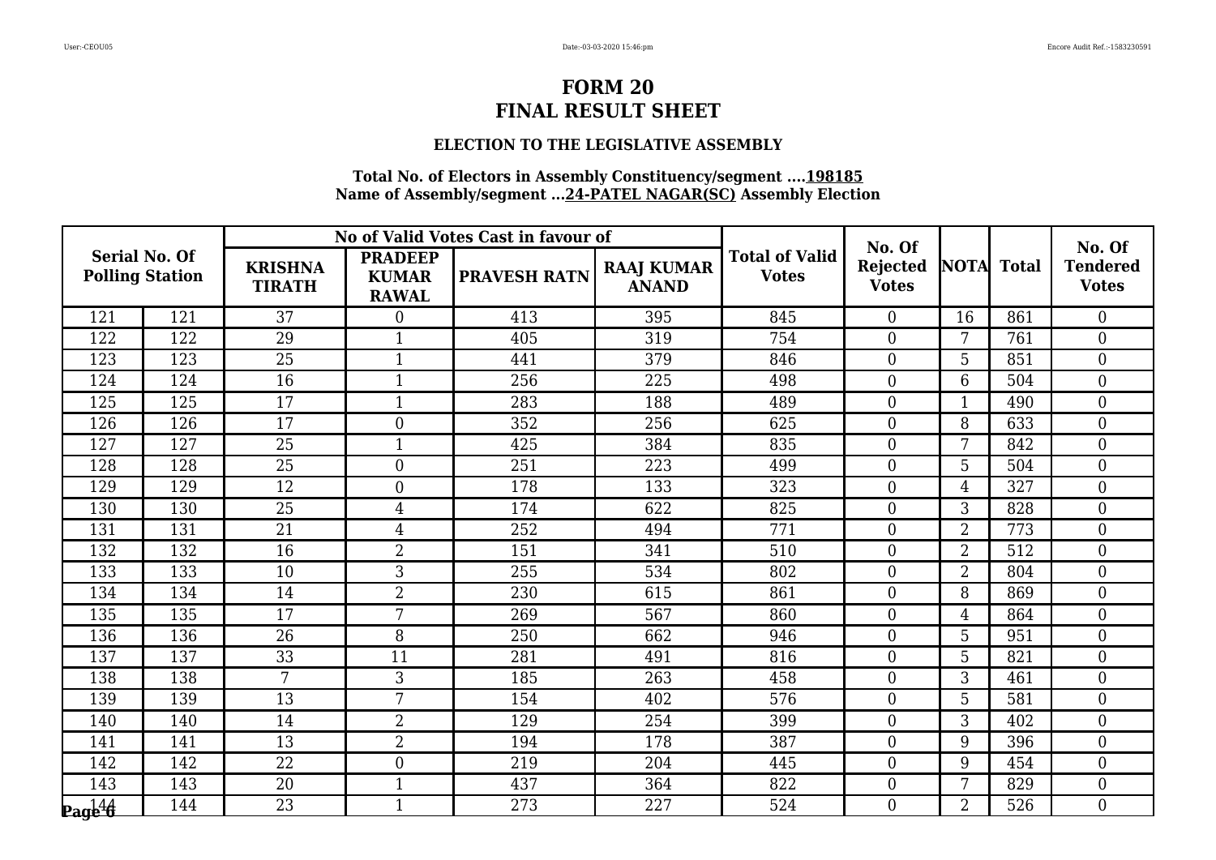# FORM 20
# FINAL RESULT SHEET

### ELECTION TO THE LEGISLATIVE ASSEMBLY

**Total No. of Electors in Assembly Constituency/segment ....198185**
**Name of Assembly/segment ...24-PATEL NAGAR(SC) Assembly Election**

| Serial No. Of Polling Station | | No of Valid Votes Cast in favour of | | | | Total of Valid Votes | No. Of Rejected Votes | NOTA | Total | No. Of Tendered Votes |
|---|---|---|---|---|---|---|---|---|---|---|
| | | KRISHNA TIRATH | PRADEEP KUMAR RAWAL | PRAVESH RATN | RAAJ KUMAR ANAND | | | | | |
| 121 | 121 | 37 | 0 | 413 | 395 | 845 | 0 | 16 | 861 | 0 |
| 122 | 122 | 29 | 1 | 405 | 319 | 754 | 0 | 7 | 761 | 0 |
| 123 | 123 | 25 | 1 | 441 | 379 | 846 | 0 | 5 | 851 | 0 |
| 124 | 124 | 16 | 1 | 256 | 225 | 498 | 0 | 6 | 504 | 0 |
| 125 | 125 | 17 | 1 | 283 | 188 | 489 | 0 | 1 | 490 | 0 |
| 126 | 126 | 17 | 0 | 352 | 256 | 625 | 0 | 8 | 633 | 0 |
| 127 | 127 | 25 | 1 | 425 | 384 | 835 | 0 | 7 | 842 | 0 |
| 128 | 128 | 25 | 0 | 251 | 223 | 499 | 0 | 5 | 504 | 0 |
| 129 | 129 | 12 | 0 | 178 | 133 | 323 | 0 | 4 | 327 | 0 |
| 130 | 130 | 25 | 4 | 174 | 622 | 825 | 0 | 3 | 828 | 0 |
| 131 | 131 | 21 | 4 | 252 | 494 | 771 | 0 | 2 | 773 | 0 |
| 132 | 132 | 16 | 2 | 151 | 341 | 510 | 0 | 2 | 512 | 0 |
| 133 | 133 | 10 | 3 | 255 | 534 | 802 | 0 | 2 | 804 | 0 |
| 134 | 134 | 14 | 2 | 230 | 615 | 861 | 0 | 8 | 869 | 0 |
| 135 | 135 | 17 | 7 | 269 | 567 | 860 | 0 | 4 | 864 | 0 |
| 136 | 136 | 26 | 8 | 250 | 662 | 946 | 0 | 5 | 951 | 0 |
| 137 | 137 | 33 | 11 | 281 | 491 | 816 | 0 | 5 | 821 | 0 |
| 138 | 138 | 7 | 3 | 185 | 263 | 458 | 0 | 3 | 461 | 0 |
| 139 | 139 | 13 | 7 | 154 | 402 | 576 | 0 | 5 | 581 | 0 |
| 140 | 140 | 14 | 2 | 129 | 254 | 399 | 0 | 3 | 402 | 0 |
| 141 | 141 | 13 | 2 | 194 | 178 | 387 | 0 | 9 | 396 | 0 |
| 142 | 142 | 22 | 0 | 219 | 204 | 445 | 0 | 9 | 454 | 0 |
| 143 | 143 | 20 | 1 | 437 | 364 | 822 | 0 | 7 | 829 | 0 |
| 144 | 144 | 23 | 1 | 273 | 227 | 524 | 0 | 2 | 526 | 0 |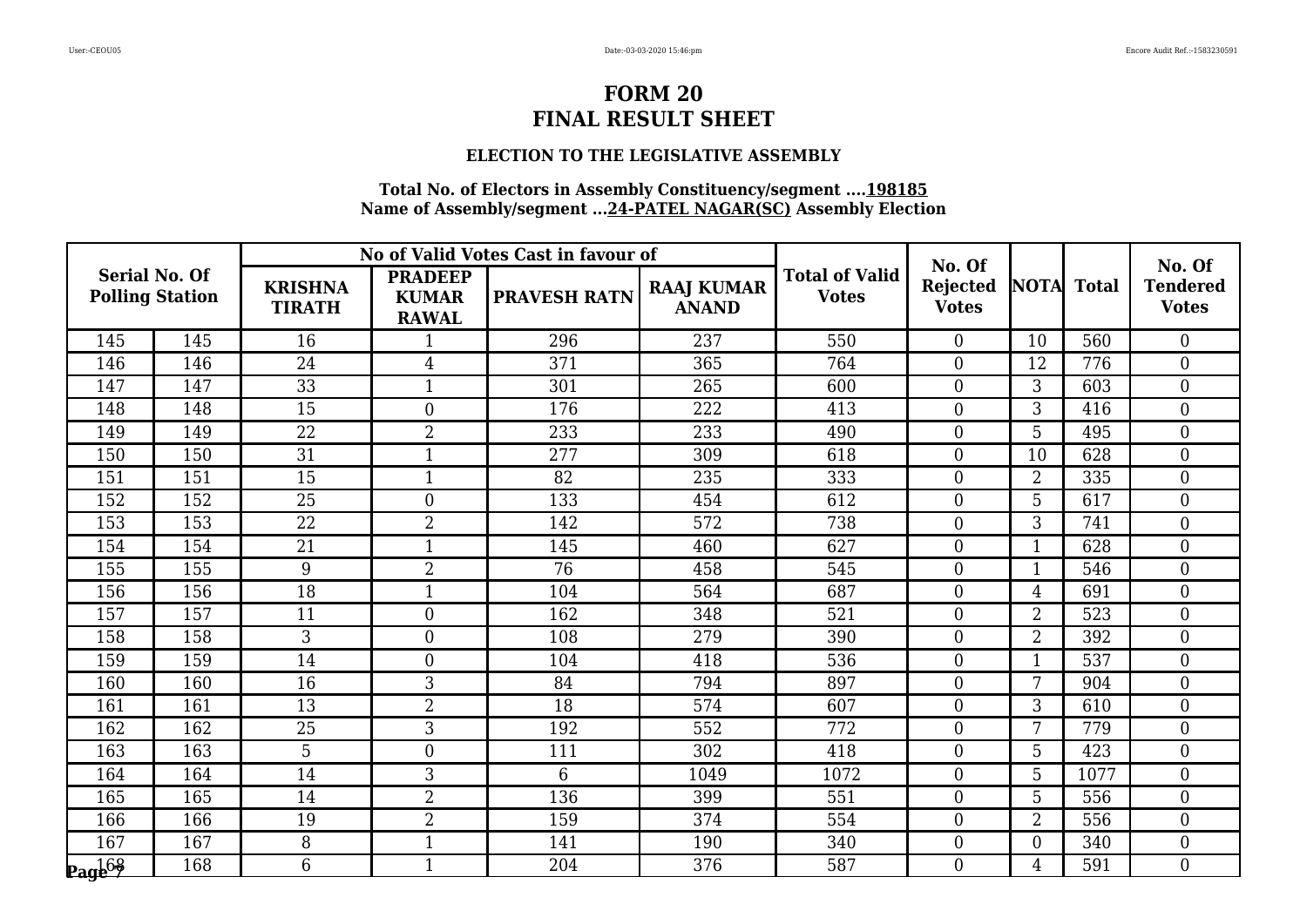# FORM 20
# FINAL RESULT SHEET

### ELECTION TO THE LEGISLATIVE ASSEMBLY

**Total No. of Electors in Assembly Constituency/segment ....198185**
**Name of Assembly/segment ...24-PATEL NAGAR(SC) Assembly Election**

| Serial No. Of Polling Station | | No of Valid Votes Cast in favour of | | | | Total of Valid Votes | No. Of Rejected Votes | NOTA | Total | No. Of Tendered Votes |
|---|---|---|---|---|---|---|---|---|---|---|
| | | KRISHNA TIRATH | PRADEEP KUMAR RAWAL | PRAVESH RATN | RAAJ KUMAR ANAND | | | | | |
| 145 | 145 | 16 | 1 | 296 | 237 | 550 | 0 | 10 | 560 | 0 |
| 146 | 146 | 24 | 4 | 371 | 365 | 764 | 0 | 12 | 776 | 0 |
| 147 | 147 | 33 | 1 | 301 | 265 | 600 | 0 | 3 | 603 | 0 |
| 148 | 148 | 15 | 0 | 176 | 222 | 413 | 0 | 3 | 416 | 0 |
| 149 | 149 | 22 | 2 | 233 | 233 | 490 | 0 | 5 | 495 | 0 |
| 150 | 150 | 31 | 1 | 277 | 309 | 618 | 0 | 10 | 628 | 0 |
| 151 | 151 | 15 | 1 | 82 | 235 | 333 | 0 | 2 | 335 | 0 |
| 152 | 152 | 25 | 0 | 133 | 454 | 612 | 0 | 5 | 617 | 0 |
| 153 | 153 | 22 | 2 | 142 | 572 | 738 | 0 | 3 | 741 | 0 |
| 154 | 154 | 21 | 1 | 145 | 460 | 627 | 0 | 1 | 628 | 0 |
| 155 | 155 | 9 | 2 | 76 | 458 | 545 | 0 | 1 | 546 | 0 |
| 156 | 156 | 18 | 1 | 104 | 564 | 687 | 0 | 4 | 691 | 0 |
| 157 | 157 | 11 | 0 | 162 | 348 | 521 | 0 | 2 | 523 | 0 |
| 158 | 158 | 3 | 0 | 108 | 279 | 390 | 0 | 2 | 392 | 0 |
| 159 | 159 | 14 | 0 | 104 | 418 | 536 | 0 | 1 | 537 | 0 |
| 160 | 160 | 16 | 3 | 84 | 794 | 897 | 0 | 7 | 904 | 0 |
| 161 | 161 | 13 | 2 | 18 | 574 | 607 | 0 | 3 | 610 | 0 |
| 162 | 162 | 25 | 3 | 192 | 552 | 772 | 0 | 7 | 779 | 0 |
| 163 | 163 | 5 | 0 | 111 | 302 | 418 | 0 | 5 | 423 | 0 |
| 164 | 164 | 14 | 3 | 6 | 1049 | 1072 | 0 | 5 | 1077 | 0 |
| 165 | 165 | 14 | 2 | 136 | 399 | 551 | 0 | 5 | 556 | 0 |
| 166 | 166 | 19 | 2 | 159 | 374 | 554 | 0 | 2 | 556 | 0 |
| 167 | 167 | 8 | 1 | 141 | 190 | 340 | 0 | 0 | 340 | 0 |
| 168 | 168 | 6 | 1 | 204 | 376 | 587 | 0 | 4 | 591 | 0 |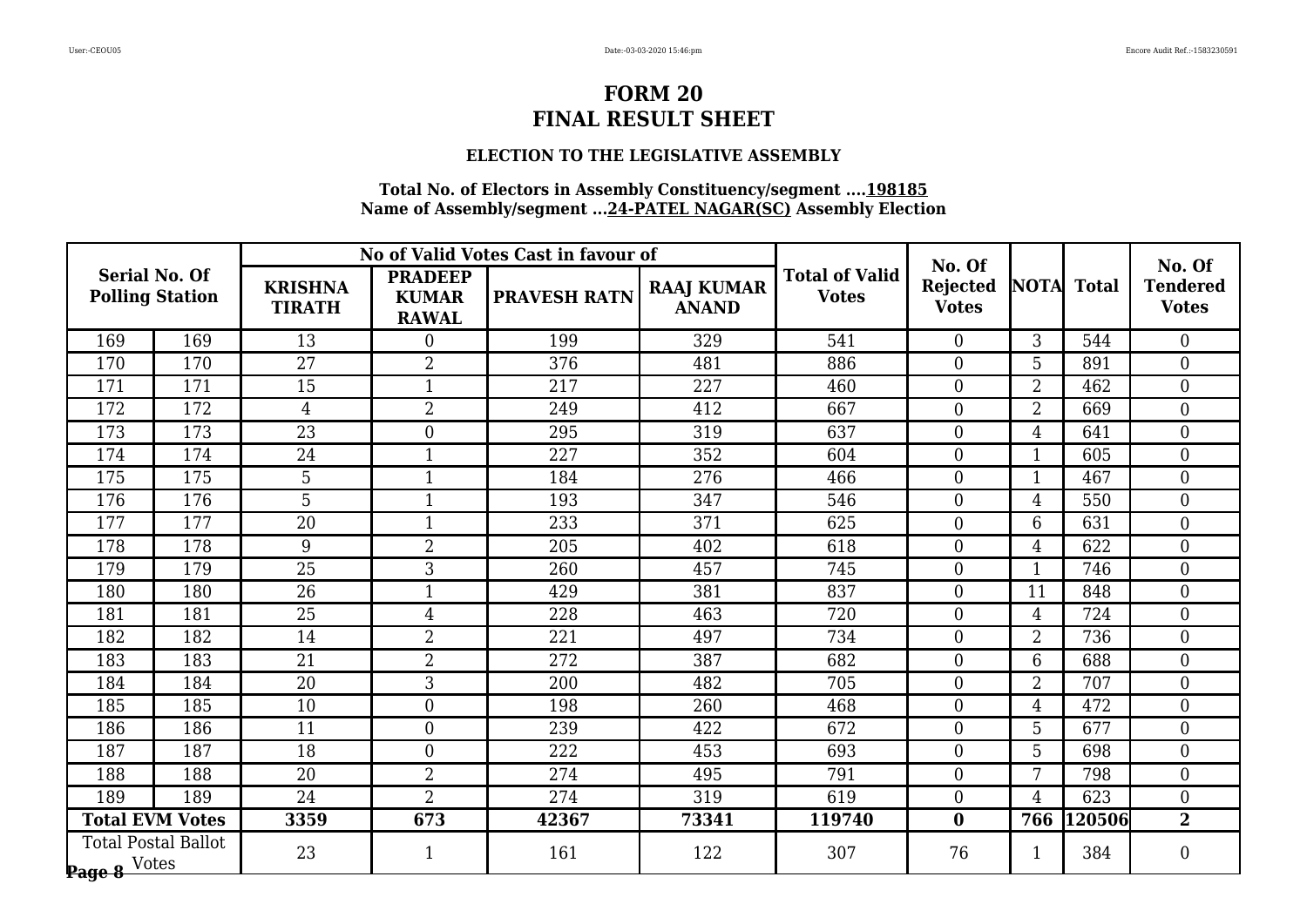# FORM 20
# FINAL RESULT SHEET

### ELECTION TO THE LEGISLATIVE ASSEMBLY

**Total No. of Electors in Assembly Constituency/segment ….198185**
**Name of Assembly/segment …24-PATEL NAGAR(SC) Assembly Election**

| Serial No. Of Polling Station | | No of Valid Votes Cast in favour of | | | | Total of Valid Votes | No. Of Rejected Votes | NOTA | Total | No. Of Tendered Votes |
|---|---|---|---|---|---|---|---|---|---|---|
| | | KRISHNA TIRATH | PRADEEP KUMAR RAWAL | PRAVESH RATN | RAAJ KUMAR ANAND | | | | | |
| 169 | 169 | 13 | 0 | 199 | 329 | 541 | 0 | 3 | 544 | 0 |
| 170 | 170 | 27 | 2 | 376 | 481 | 886 | 0 | 5 | 891 | 0 |
| 171 | 171 | 15 | 1 | 217 | 227 | 460 | 0 | 2 | 462 | 0 |
| 172 | 172 | 4 | 2 | 249 | 412 | 667 | 0 | 2 | 669 | 0 |
| 173 | 173 | 23 | 0 | 295 | 319 | 637 | 0 | 4 | 641 | 0 |
| 174 | 174 | 24 | 1 | 227 | 352 | 604 | 0 | 1 | 605 | 0 |
| 175 | 175 | 5 | 1 | 184 | 276 | 466 | 0 | 1 | 467 | 0 |
| 176 | 176 | 5 | 1 | 193 | 347 | 546 | 0 | 4 | 550 | 0 |
| 177 | 177 | 20 | 1 | 233 | 371 | 625 | 0 | 6 | 631 | 0 |
| 178 | 178 | 9 | 2 | 205 | 402 | 618 | 0 | 4 | 622 | 0 |
| 179 | 179 | 25 | 3 | 260 | 457 | 745 | 0 | 1 | 746 | 0 |
| 180 | 180 | 26 | 1 | 429 | 381 | 837 | 0 | 11 | 848 | 0 |
| 181 | 181 | 25 | 4 | 228 | 463 | 720 | 0 | 4 | 724 | 0 |
| 182 | 182 | 14 | 2 | 221 | 497 | 734 | 0 | 2 | 736 | 0 |
| 183 | 183 | 21 | 2 | 272 | 387 | 682 | 0 | 6 | 688 | 0 |
| 184 | 184 | 20 | 3 | 200 | 482 | 705 | 0 | 2 | 707 | 0 |
| 185 | 185 | 10 | 0 | 198 | 260 | 468 | 0 | 4 | 472 | 0 |
| 186 | 186 | 11 | 0 | 239 | 422 | 672 | 0 | 5 | 677 | 0 |
| 187 | 187 | 18 | 0 | 222 | 453 | 693 | 0 | 5 | 698 | 0 |
| 188 | 188 | 20 | 2 | 274 | 495 | 791 | 0 | 7 | 798 | 0 |
| 189 | 189 | 24 | 2 | 274 | 319 | 619 | 0 | 4 | 623 | 0 |
| **Total EVM Votes** | | **3359** | **673** | **42367** | **73341** | **119740** | **0** | **766** | **120506** | **2** |
| Total Postal Ballot Votes | | 23 | 1 | 161 | 122 | 307 | 76 | 1 | 384 | 0 |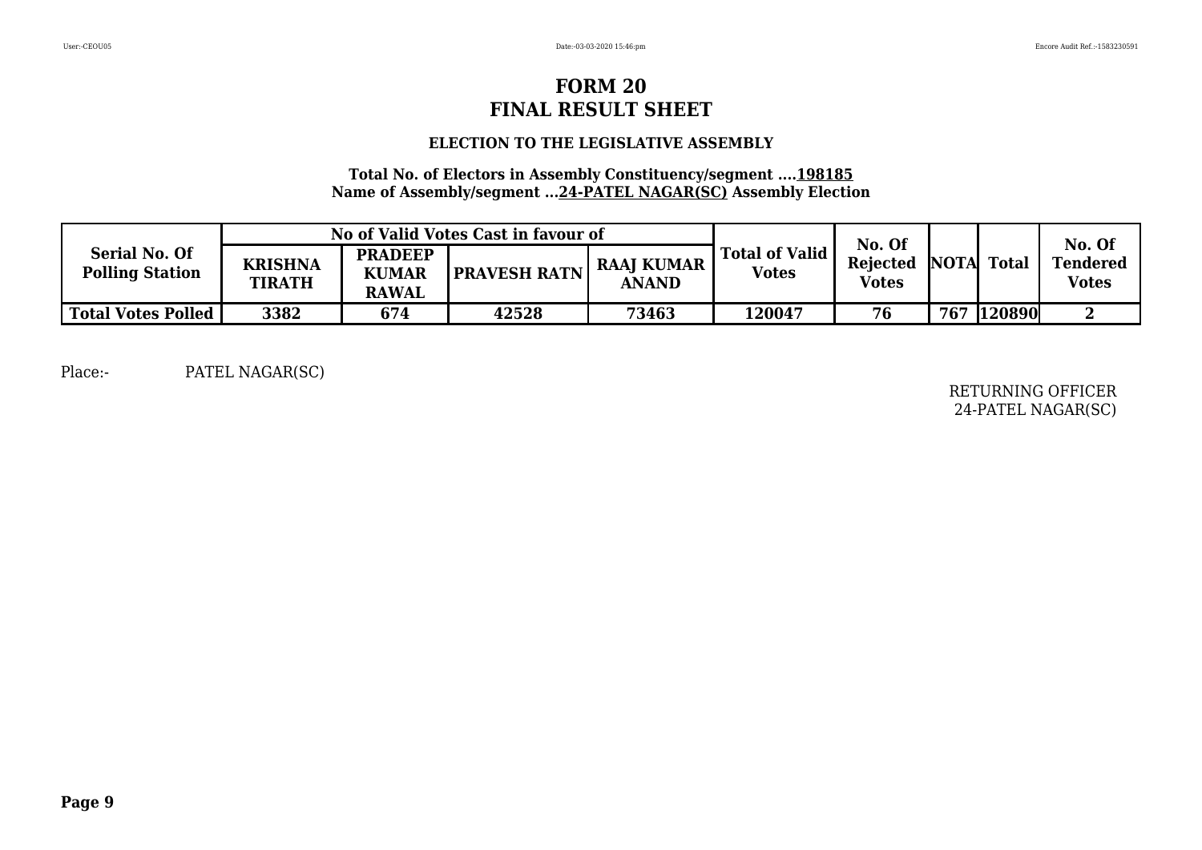# FORM 20
# FINAL RESULT SHEET

### ELECTION TO THE LEGISLATIVE ASSEMBLY

**Total No. of Electors in Assembly Constituency/segment ....198185**
**Name of Assembly/segment ...24-PATEL NAGAR(SC) Assembly Election**

| Serial No. Of Polling Station | No of Valid Votes Cast in favour of | | | | Total of Valid Votes | No. Of Rejected Votes | NOTA | Total | No. Of Tendered Votes |
|---|---|---|---|---|---|---|---|---|---|
| | KRISHNA TIRATH | PRADEEP KUMAR RAWAL | PRAVESH RATN | RAAJ KUMAR ANAND | | | | | |
| **Total Votes Polled** | **3382** | **674** | **42528** | **73463** | **120047** | **76** | **767** | **120890** | **2** |

Place:- PATEL NAGAR(SC)

RETURNING OFFICER
24-PATEL NAGAR(SC)